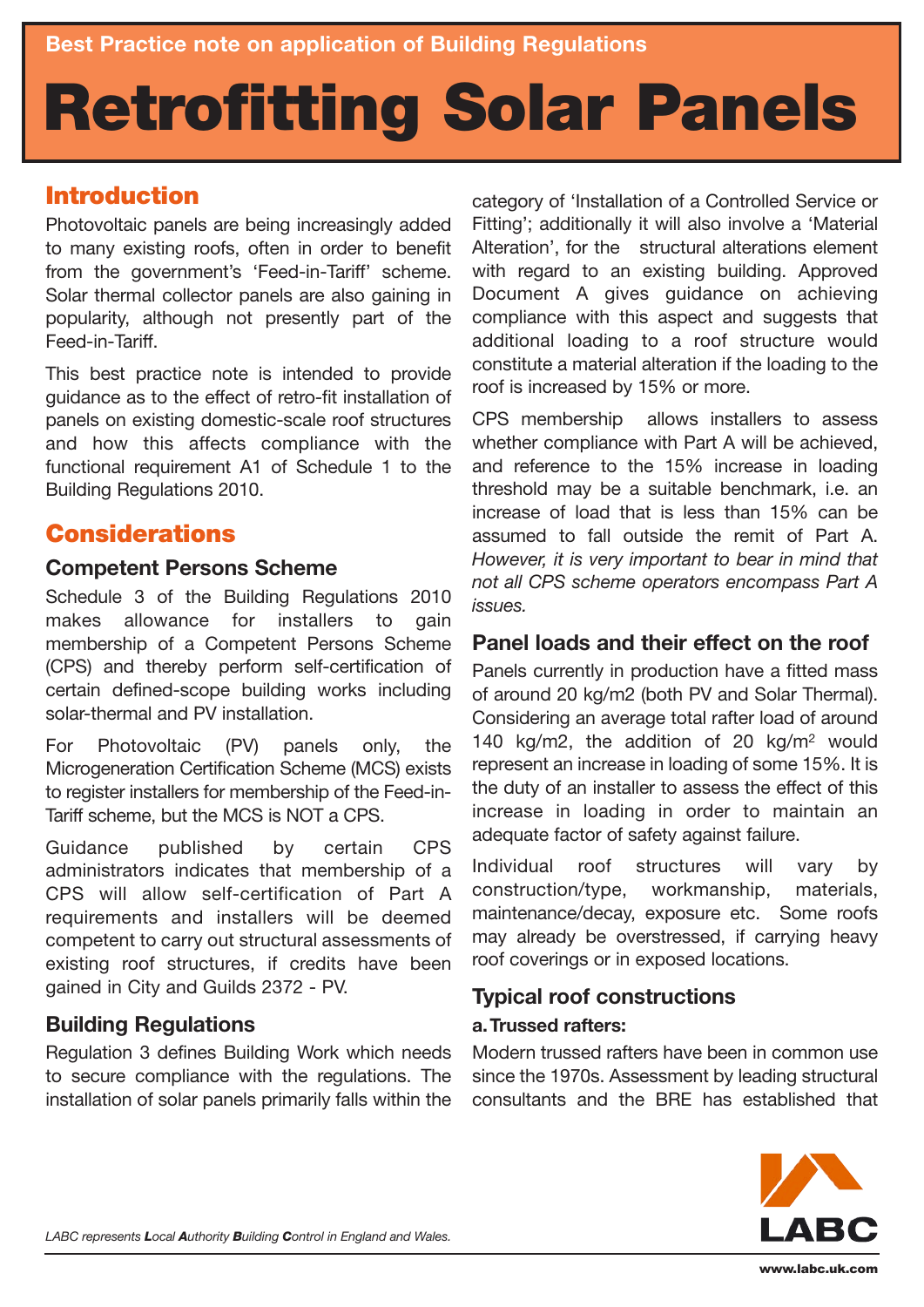Best Practice note on application of Building Regulations

# Retrofitting Solar Panels

## Introduction

Photovoltaic panels are being increasingly added to many existing roofs, often in order to benefit from the government's 'Feed-in-Tariff' scheme. Solar thermal collector panels are also gaining in popularity, although not presently part of the Feed-in-Tariff.

This best practice note is intended to provide guidance as to the effect of retro-fit installation of panels on existing domestic-scale roof structures and how this affects compliance with the functional requirement A1 of Schedule 1 to the Building Regulations 2010.

## Considerations

### Competent Persons Scheme

Schedule 3 of the Building Regulations 2010 makes allowance for installers to gain membership of a Competent Persons Scheme (CPS) and thereby perform self-certification of certain defined-scope building works including solar-thermal and PV installation.

For Photovoltaic (PV) panels only, the Microgeneration Certification Scheme (MCS) exists to register installers for membership of the Feed-in-Tariff scheme, but the MCS is NOT a CPS.

Guidance published by certain CPS administrators indicates that membership of a CPS will allow self-certification of Part A requirements and installers will be deemed competent to carry out structural assessments of existing roof structures, if credits have been gained in City and Guilds 2372 - PV.

### Building Regulations

Regulation 3 defines Building Work which needs to secure compliance with the regulations. The installation of solar panels primarily falls within the category of 'Installation of a Controlled Service or Fitting'; additionally it will also involve a 'Material Alteration', for the structural alterations element with regard to an existing building. Approved Document A gives guidance on achieving compliance with this aspect and suggests that additional loading to a roof structure would constitute a material alteration if the loading to the roof is increased by 15% or more.

CPS membership allows installers to assess whether compliance with Part A will be achieved, and reference to the 15% increase in loading threshold may be a suitable benchmark, i.e. an increase of load that is less than 15% can be assumed to fall outside the remit of Part A. *However, it is very important to bear in mind that not all CPS scheme operators encompass Part A issues.*

### Panel loads and their effect on the roof

Panels currently in production have a fitted mass of around 20 kg/m2 (both PV and Solar Thermal). Considering an average total rafter load of around 140 kg/m2, the addition of 20 kg/$m^2$ would represent an increase in loading of some 15%. It is the duty of an installer to assess the effect of this increase in loading in order to maintain an adequate factor of safety against failure.

Individual roof structures will vary by construction/type, workmanship, materials, maintenance/decay, exposure etc. Some roofs may already be overstressed, if carrying heavy roof coverings or in exposed locations.

### Typical roof constructions

#### a. Trussed rafters:

Modern trussed rafters have been in common use since the 1970s. Assessment by leading structural consultants and the BRE has established that

*LABC represents **L**ocal **A**uthority **B**uilding **C**ontrol in England and Wales.*

www.labc.uk.com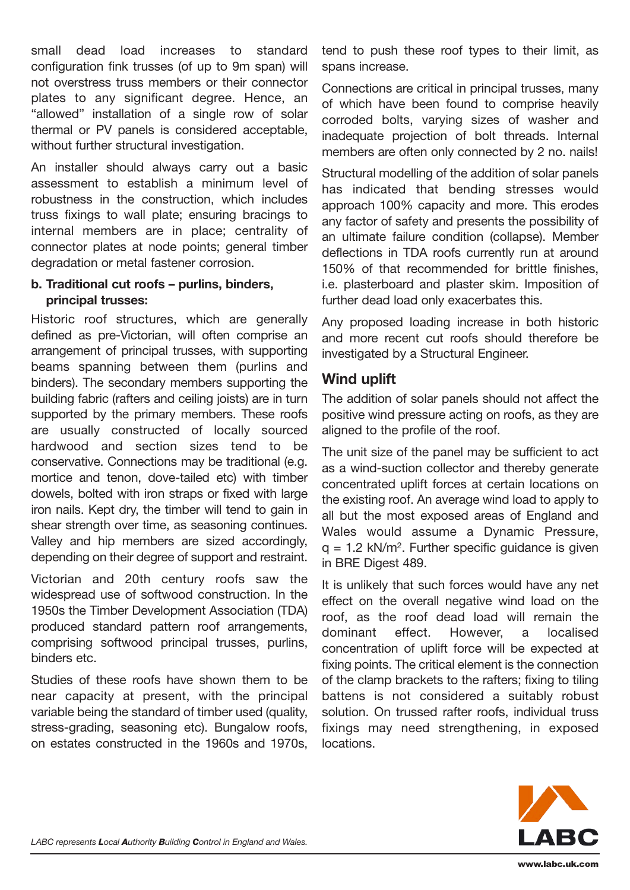small dead load increases to standard configuration fink trusses (of up to 9m span) will not overstress truss members or their connector plates to any significant degree. Hence, an "allowed" installation of a single row of solar thermal or PV panels is considered acceptable, without further structural investigation.

An installer should always carry out a basic assessment to establish a minimum level of robustness in the construction, which includes truss fixings to wall plate; ensuring bracings to internal members are in place; centrality of connector plates at node points; general timber degradation or metal fastener corrosion.

**b. Traditional cut roofs – purlins, binders, principal trusses:**

Historic roof structures, which are generally defined as pre-Victorian, will often comprise an arrangement of principal trusses, with supporting beams spanning between them (purlins and binders). The secondary members supporting the building fabric (rafters and ceiling joists) are in turn supported by the primary members. These roofs are usually constructed of locally sourced hardwood and section sizes tend to be conservative. Connections may be traditional (e.g. mortice and tenon, dove-tailed etc) with timber dowels, bolted with iron straps or fixed with large iron nails. Kept dry, the timber will tend to gain in shear strength over time, as seasoning continues. Valley and hip members are sized accordingly, depending on their degree of support and restraint.

Victorian and 20th century roofs saw the widespread use of softwood construction. In the 1950s the Timber Development Association (TDA) produced standard pattern roof arrangements, comprising softwood principal trusses, purlins, binders etc.

Studies of these roofs have shown them to be near capacity at present, with the principal variable being the standard of timber used (quality, stress-grading, seasoning etc). Bungalow roofs, on estates constructed in the 1960s and 1970s, tend to push these roof types to their limit, as spans increase.

Connections are critical in principal trusses, many of which have been found to comprise heavily corroded bolts, varying sizes of washer and inadequate projection of bolt threads. Internal members are often only connected by 2 no. nails!

Structural modelling of the addition of solar panels has indicated that bending stresses would approach 100% capacity and more. This erodes any factor of safety and presents the possibility of an ultimate failure condition (collapse). Member deflections in TDA roofs currently run at around 150% of that recommended for brittle finishes, i.e. plasterboard and plaster skim. Imposition of further dead load only exacerbates this.

Any proposed loading increase in both historic and more recent cut roofs should therefore be investigated by a Structural Engineer.

## Wind uplift

The addition of solar panels should not affect the positive wind pressure acting on roofs, as they are aligned to the profile of the roof.

The unit size of the panel may be sufficient to act as a wind-suction collector and thereby generate concentrated uplift forces at certain locations on the existing roof. An average wind load to apply to all but the most exposed areas of England and Wales would assume a Dynamic Pressure, $q = 1.2$ kN/m$^2$. Further specific guidance is given in BRE Digest 489.

It is unlikely that such forces would have any net effect on the overall negative wind load on the roof, as the roof dead load will remain the dominant effect. However, a localised concentration of uplift force will be expected at fixing points. The critical element is the connection of the clamp brackets to the rafters; fixing to tiling battens is not considered a suitably robust solution. On trussed rafter roofs, individual truss fixings may need strengthening, in exposed locations.

*LABC represents **L**ocal **A**uthority **B**uilding **C**ontrol in England and Wales.*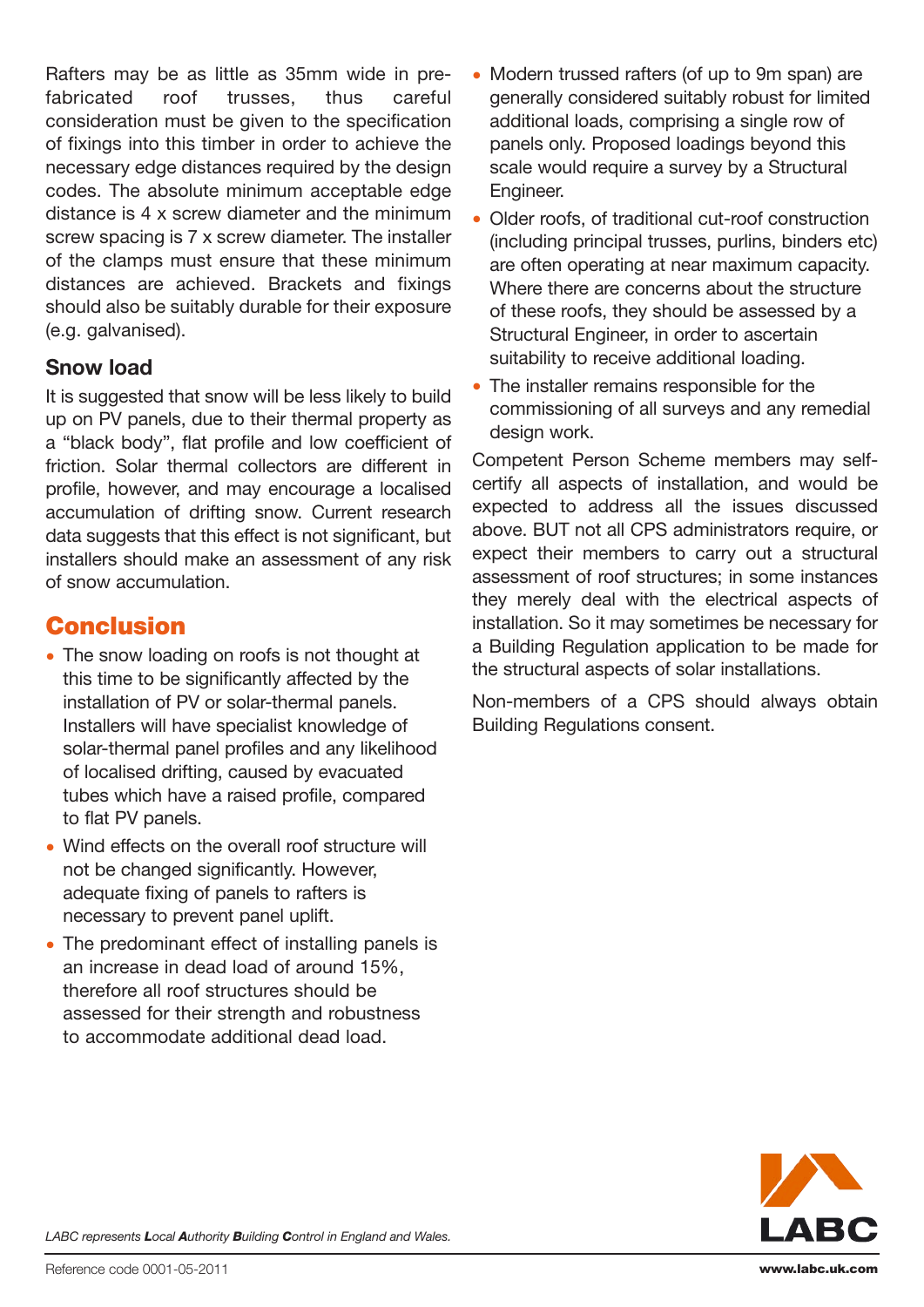Rafters may be as little as 35mm wide in pre-fabricated roof trusses, thus careful consideration must be given to the specification of fixings into this timber in order to achieve the necessary edge distances required by the design codes. The absolute minimum acceptable edge distance is 4 x screw diameter and the minimum screw spacing is 7 x screw diameter. The installer of the clamps must ensure that these minimum distances are achieved. Brackets and fixings should also be suitably durable for their exposure (e.g. galvanised).

### Snow load

It is suggested that snow will be less likely to build up on PV panels, due to their thermal property as a "black body", flat profile and low coefficient of friction. Solar thermal collectors are different in profile, however, and may encourage a localised accumulation of drifting snow. Current research data suggests that this effect is not significant, but installers should make an assessment of any risk of snow accumulation.

## Conclusion

- The snow loading on roofs is not thought at this time to be significantly affected by the installation of PV or solar-thermal panels. Installers will have specialist knowledge of solar-thermal panel profiles and any likelihood of localised drifting, caused by evacuated tubes which have a raised profile, compared to flat PV panels.
- Wind effects on the overall roof structure will not be changed significantly. However, adequate fixing of panels to rafters is necessary to prevent panel uplift.
- The predominant effect of installing panels is an increase in dead load of around 15%, therefore all roof structures should be assessed for their strength and robustness to accommodate additional dead load.
- Modern trussed rafters (of up to 9m span) are generally considered suitably robust for limited additional loads, comprising a single row of panels only. Proposed loadings beyond this scale would require a survey by a Structural Engineer.
- Older roofs, of traditional cut-roof construction (including principal trusses, purlins, binders etc) are often operating at near maximum capacity. Where there are concerns about the structure of these roofs, they should be assessed by a Structural Engineer, in order to ascertain suitability to receive additional loading.
- The installer remains responsible for the commissioning of all surveys and any remedial design work.

Competent Person Scheme members may self-certify all aspects of installation, and would be expected to address all the issues discussed above. BUT not all CPS administrators require, or expect their members to carry out a structural assessment of roof structures; in some instances they merely deal with the electrical aspects of installation. So it may sometimes be necessary for a Building Regulation application to be made for the structural aspects of solar installations.

Non-members of a CPS should always obtain Building Regulations consent.

*LABC represents **L**ocal **A**uthority **B**uilding **C**ontrol in England and Wales.*

LABC

Reference code 0001-05-2011

**www.labc.uk.com**